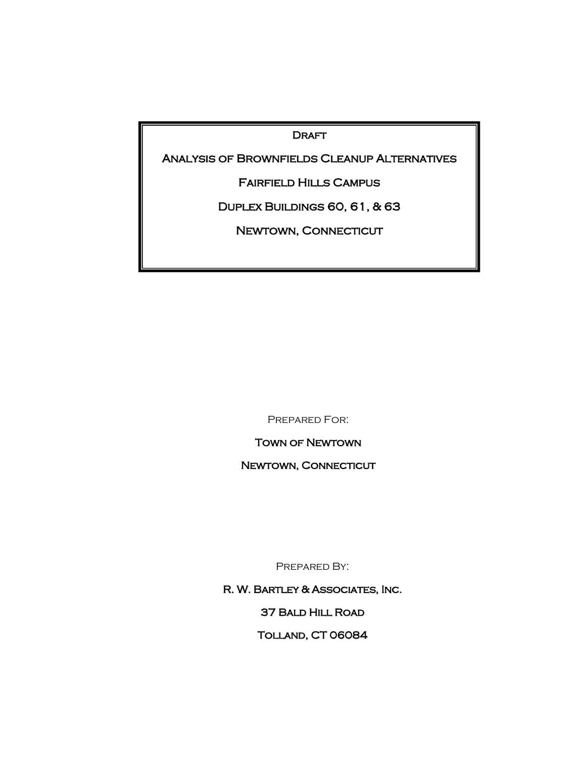# Draft

# Analysis of Brownfields Cleanup Alternatives

# Fairfield Hills Campus

# Duplex Buildings 60, 61, & 63

# Newtown, Connecticut

Prepared For:

**Town of Newtown**

**Newtown, Connecticut**

Prepared By:

**R. W. Bartley & Associates, Inc.**

**37 Bald Hill Road**

**Tolland, CT 06084**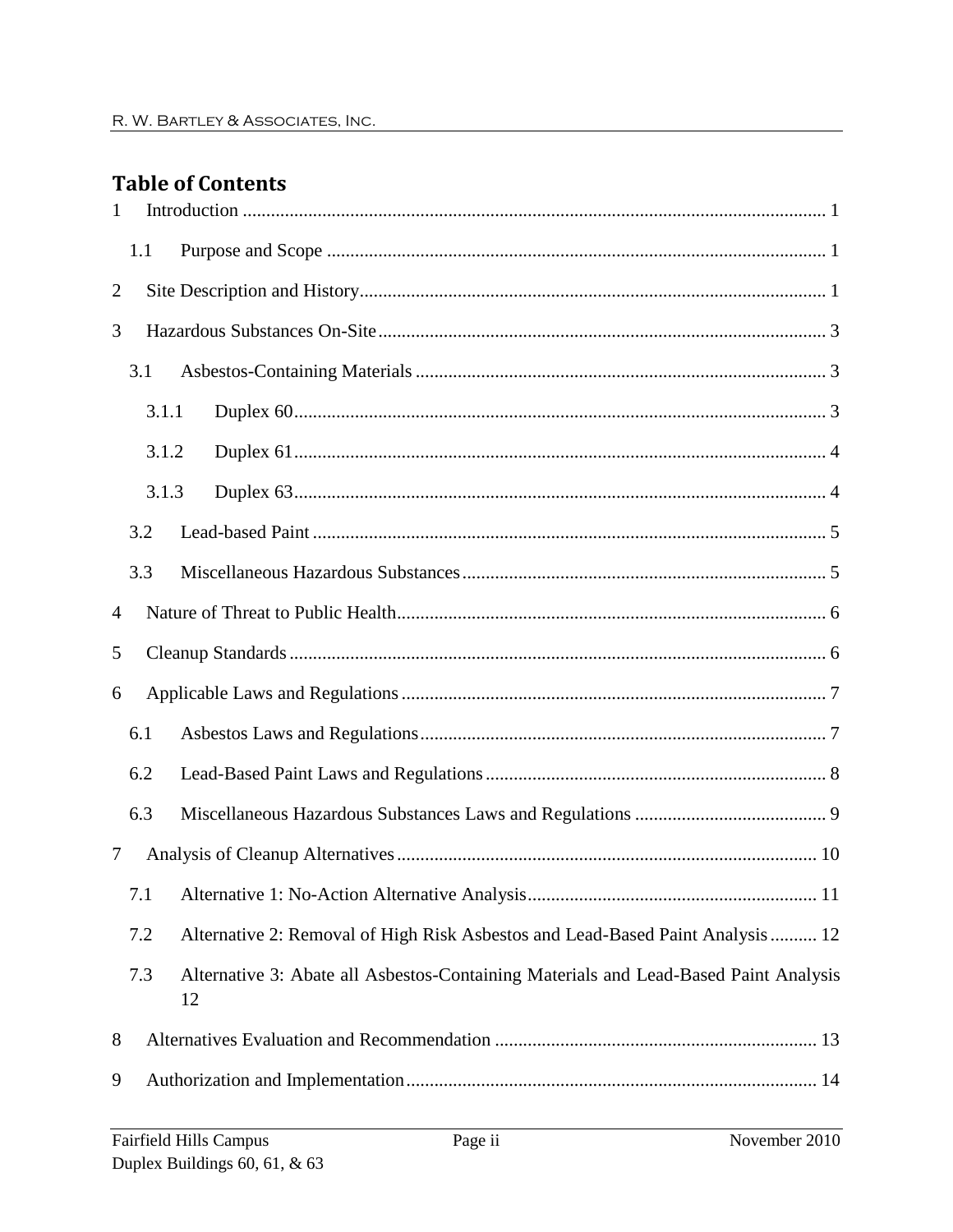# Table of Contents

1 Introduction ........................................................................................................................ 1

1.1 Purpose and Scope ........................................................................................................ 1

2 Site Description and History.................................................................................................. 1

3 Hazardous Substances On-Site .............................................................................................. 3

3.1 Asbestos-Containing Materials ....................................................................................... 3

3.1.1 Duplex 60.................................................................................................................. 3

3.1.2 Duplex 61.................................................................................................................. 4

3.1.3 Duplex 63.................................................................................................................. 4

3.2 Lead-based Paint ............................................................................................................ 5

3.3 Miscellaneous Hazardous Substances ............................................................................ 5

4 Nature of Threat to Public Health........................................................................................... 6

5 Cleanup Standards ................................................................................................................. 6

6 Applicable Laws and Regulations .......................................................................................... 7

6.1 Asbestos Laws and Regulations ..................................................................................... 7

6.2 Lead-Based Paint Laws and Regulations ........................................................................ 8

6.3 Miscellaneous Hazardous Substances Laws and Regulations ........................................ 9

7 Analysis of Cleanup Alternatives ........................................................................................ 10

7.1 Alternative 1: No-Action Alternative Analysis ............................................................ 11

7.2 Alternative 2: Removal of High Risk Asbestos and Lead-Based Paint Analysis .......... 12

7.3 Alternative 3: Abate all Asbestos-Containing Materials and Lead-Based Paint Analysis 12

8 Alternatives Evaluation and Recommendation .................................................................... 13

9 Authorization and Implementation ....................................................................................... 14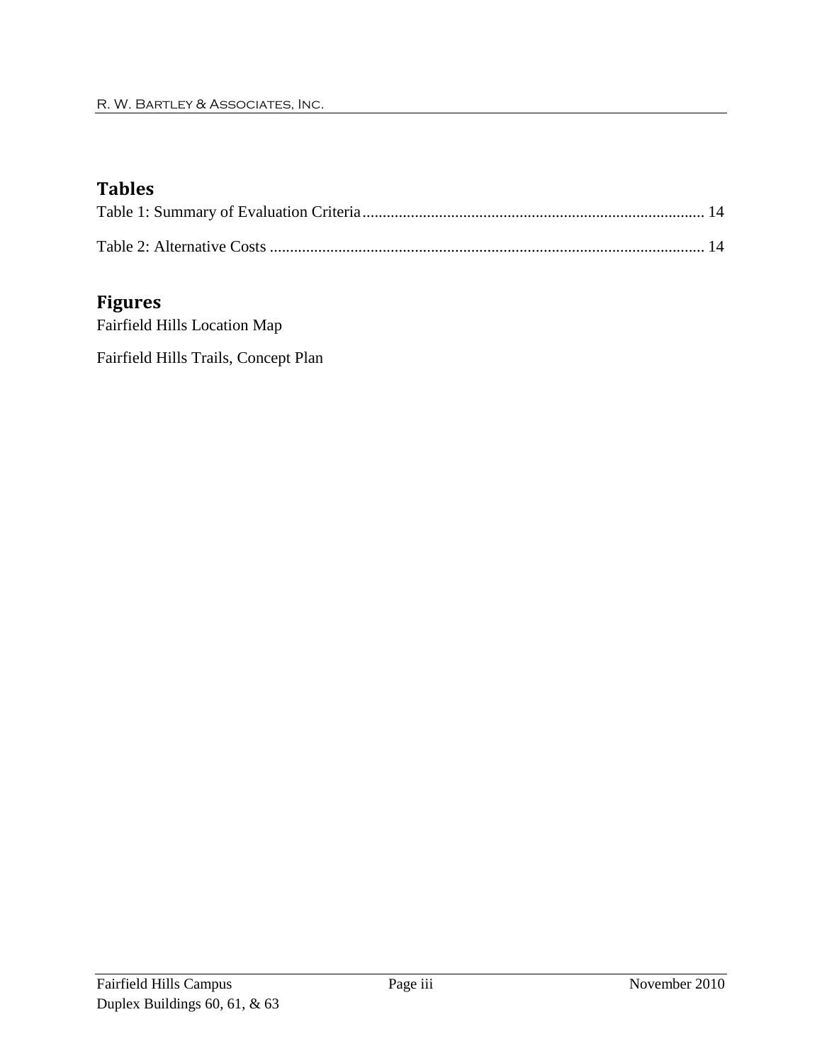## Tables

Table 1: Summary of Evaluation Criteria ........................................................................ 14

Table 2: Alternative Costs ................................................................................................ 14

## Figures

Fairfield Hills Location Map

Fairfield Hills Trails, Concept Plan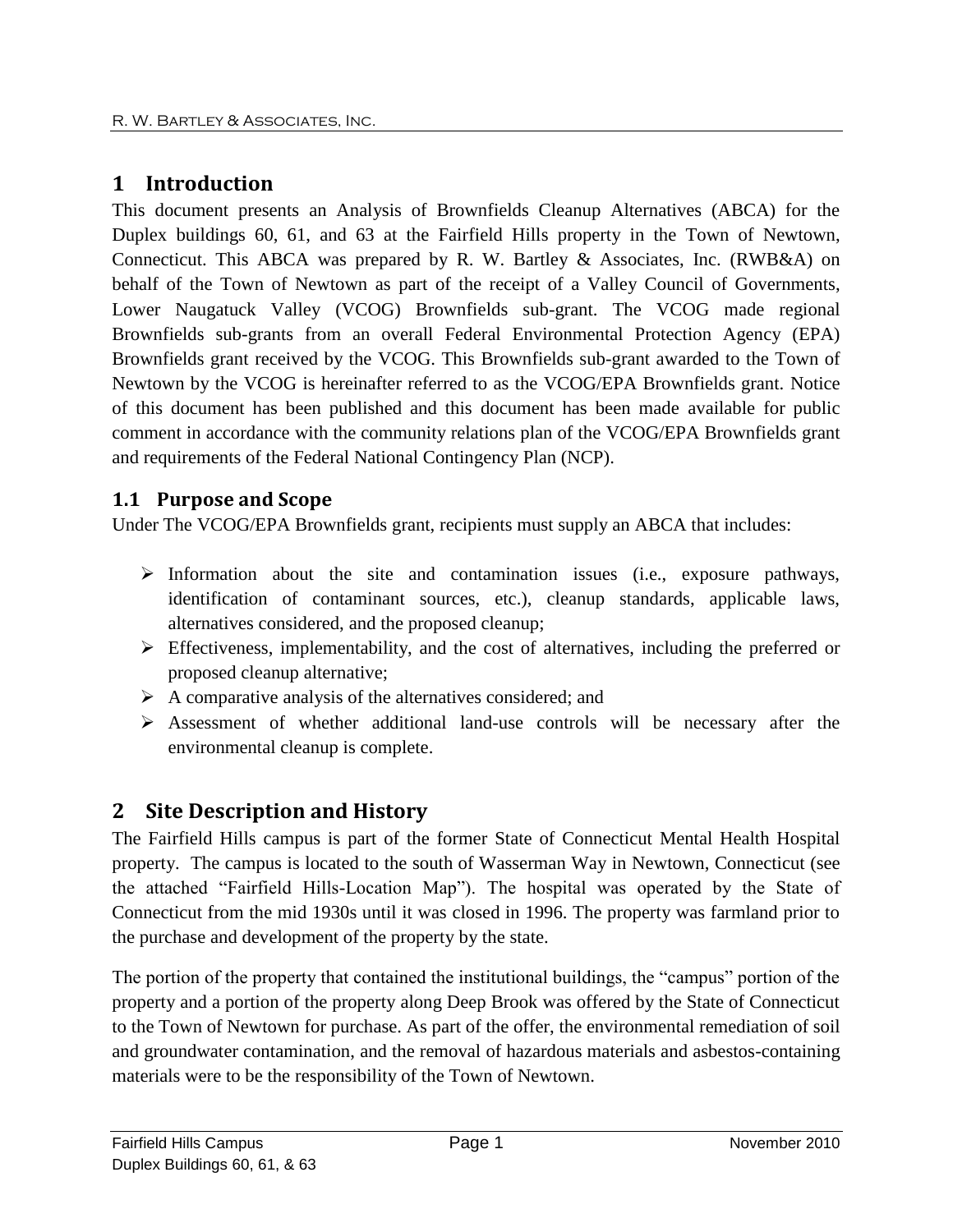# 1 Introduction

This document presents an Analysis of Brownfields Cleanup Alternatives (ABCA) for the Duplex buildings 60, 61, and 63 at the Fairfield Hills property in the Town of Newtown, Connecticut. This ABCA was prepared by R. W. Bartley & Associates, Inc. (RWB&A) on behalf of the Town of Newtown as part of the receipt of a Valley Council of Governments, Lower Naugatuck Valley (VCOG) Brownfields sub-grant. The VCOG made regional Brownfields sub-grants from an overall Federal Environmental Protection Agency (EPA) Brownfields grant received by the VCOG. This Brownfields sub-grant awarded to the Town of Newtown by the VCOG is hereinafter referred to as the VCOG/EPA Brownfields grant. Notice of this document has been published and this document has been made available for public comment in accordance with the community relations plan of the VCOG/EPA Brownfields grant and requirements of the Federal National Contingency Plan (NCP).

## 1.1 Purpose and Scope

Under The VCOG/EPA Brownfields grant, recipients must supply an ABCA that includes:

- Information about the site and contamination issues (i.e., exposure pathways, identification of contaminant sources, etc.), cleanup standards, applicable laws, alternatives considered, and the proposed cleanup;
- Effectiveness, implementability, and the cost of alternatives, including the preferred or proposed cleanup alternative;
- A comparative analysis of the alternatives considered; and
- Assessment of whether additional land-use controls will be necessary after the environmental cleanup is complete.

# 2 Site Description and History

The Fairfield Hills campus is part of the former State of Connecticut Mental Health Hospital property. The campus is located to the south of Wasserman Way in Newtown, Connecticut (see the attached "Fairfield Hills-Location Map"). The hospital was operated by the State of Connecticut from the mid 1930s until it was closed in 1996. The property was farmland prior to the purchase and development of the property by the state.

The portion of the property that contained the institutional buildings, the "campus" portion of the property and a portion of the property along Deep Brook was offered by the State of Connecticut to the Town of Newtown for purchase. As part of the offer, the environmental remediation of soil and groundwater contamination, and the removal of hazardous materials and asbestos-containing materials were to be the responsibility of the Town of Newtown.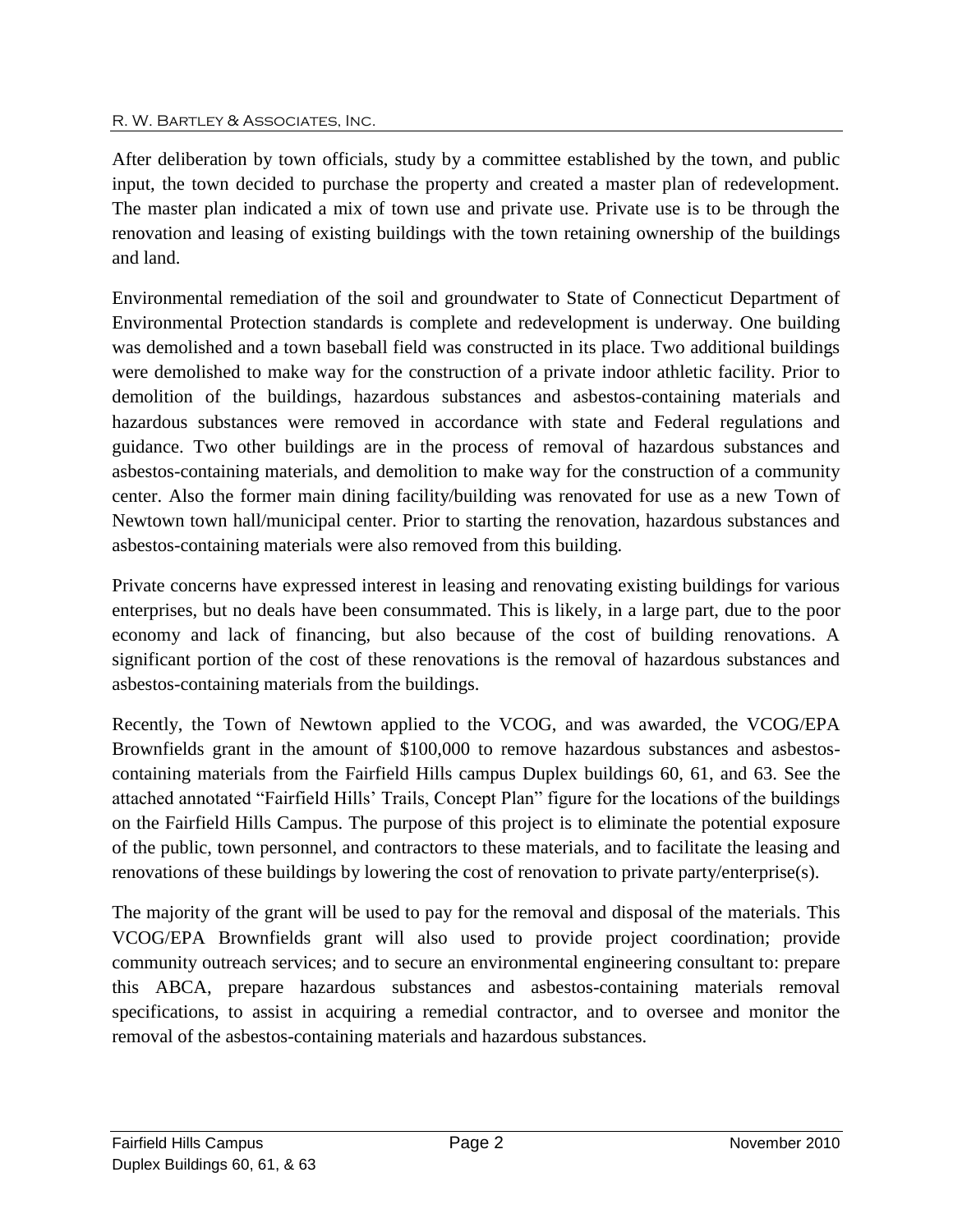After deliberation by town officials, study by a committee established by the town, and public input, the town decided to purchase the property and created a master plan of redevelopment. The master plan indicated a mix of town use and private use. Private use is to be through the renovation and leasing of existing buildings with the town retaining ownership of the buildings and land.

Environmental remediation of the soil and groundwater to State of Connecticut Department of Environmental Protection standards is complete and redevelopment is underway. One building was demolished and a town baseball field was constructed in its place. Two additional buildings were demolished to make way for the construction of a private indoor athletic facility. Prior to demolition of the buildings, hazardous substances and asbestos-containing materials and hazardous substances were removed in accordance with state and Federal regulations and guidance. Two other buildings are in the process of removal of hazardous substances and asbestos-containing materials, and demolition to make way for the construction of a community center. Also the former main dining facility/building was renovated for use as a new Town of Newtown town hall/municipal center. Prior to starting the renovation, hazardous substances and asbestos-containing materials were also removed from this building.

Private concerns have expressed interest in leasing and renovating existing buildings for various enterprises, but no deals have been consummated. This is likely, in a large part, due to the poor economy and lack of financing, but also because of the cost of building renovations. A significant portion of the cost of these renovations is the removal of hazardous substances and asbestos-containing materials from the buildings.

Recently, the Town of Newtown applied to the VCOG, and was awarded, the VCOG/EPA Brownfields grant in the amount of $100,000 to remove hazardous substances and asbestos-containing materials from the Fairfield Hills campus Duplex buildings 60, 61, and 63. See the attached annotated "Fairfield Hills' Trails, Concept Plan" figure for the locations of the buildings on the Fairfield Hills Campus. The purpose of this project is to eliminate the potential exposure of the public, town personnel, and contractors to these materials, and to facilitate the leasing and renovations of these buildings by lowering the cost of renovation to private party/enterprise(s).

The majority of the grant will be used to pay for the removal and disposal of the materials. This VCOG/EPA Brownfields grant will also used to provide project coordination; provide community outreach services; and to secure an environmental engineering consultant to: prepare this ABCA, prepare hazardous substances and asbestos-containing materials removal specifications, to assist in acquiring a remedial contractor, and to oversee and monitor the removal of the asbestos-containing materials and hazardous substances.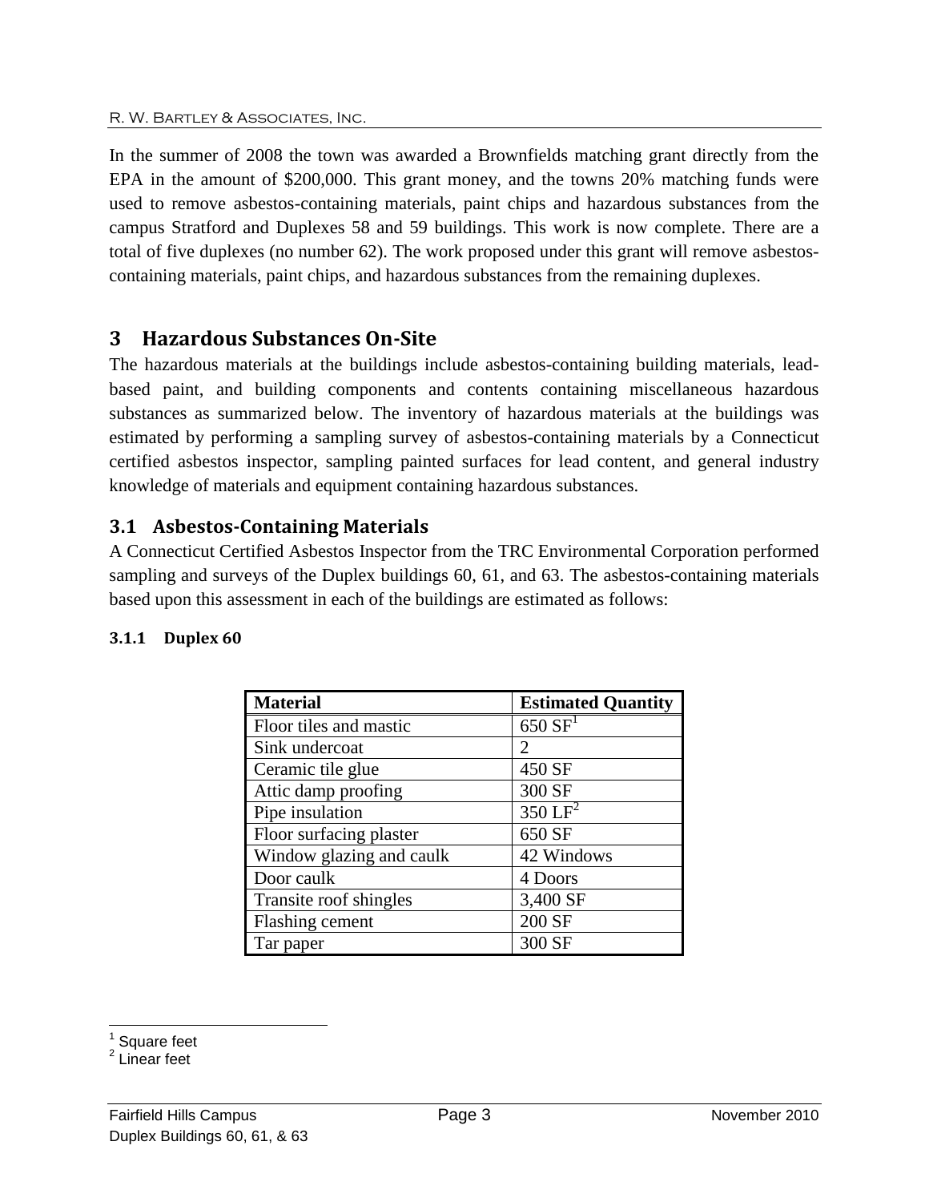In the summer of 2008 the town was awarded a Brownfields matching grant directly from the EPA in the amount of $200,000. This grant money, and the towns 20% matching funds were used to remove asbestos-containing materials, paint chips and hazardous substances from the campus Stratford and Duplexes 58 and 59 buildings. This work is now complete. There are a total of five duplexes (no number 62). The work proposed under this grant will remove asbestos-containing materials, paint chips, and hazardous substances from the remaining duplexes.

# 3 Hazardous Substances On-Site

The hazardous materials at the buildings include asbestos-containing building materials, lead-based paint, and building components and contents containing miscellaneous hazardous substances as summarized below. The inventory of hazardous materials at the buildings was estimated by performing a sampling survey of asbestos-containing materials by a Connecticut certified asbestos inspector, sampling painted surfaces for lead content, and general industry knowledge of materials and equipment containing hazardous substances.

## 3.1 Asbestos-Containing Materials

A Connecticut Certified Asbestos Inspector from the TRC Environmental Corporation performed sampling and surveys of the Duplex buildings 60, 61, and 63. The asbestos-containing materials based upon this assessment in each of the buildings are estimated as follows:

### 3.1.1 Duplex 60

| Material | Estimated Quantity |
|---|---|
| Floor tiles and mastic | 650 SF[1] |
| Sink undercoat | 2 |
| Ceramic tile glue | 450 SF |
| Attic damp proofing | 300 SF |
| Pipe insulation | 350 LF[2] |
| Floor surfacing plaster | 650 SF |
| Window glazing and caulk | 42 Windows |
| Door caulk | 4 Doors |
| Transite roof shingles | 3,400 SF |
| Flashing cement | 200 SF |
| Tar paper | 300 SF |

[1] Square feet

[2] Linear feet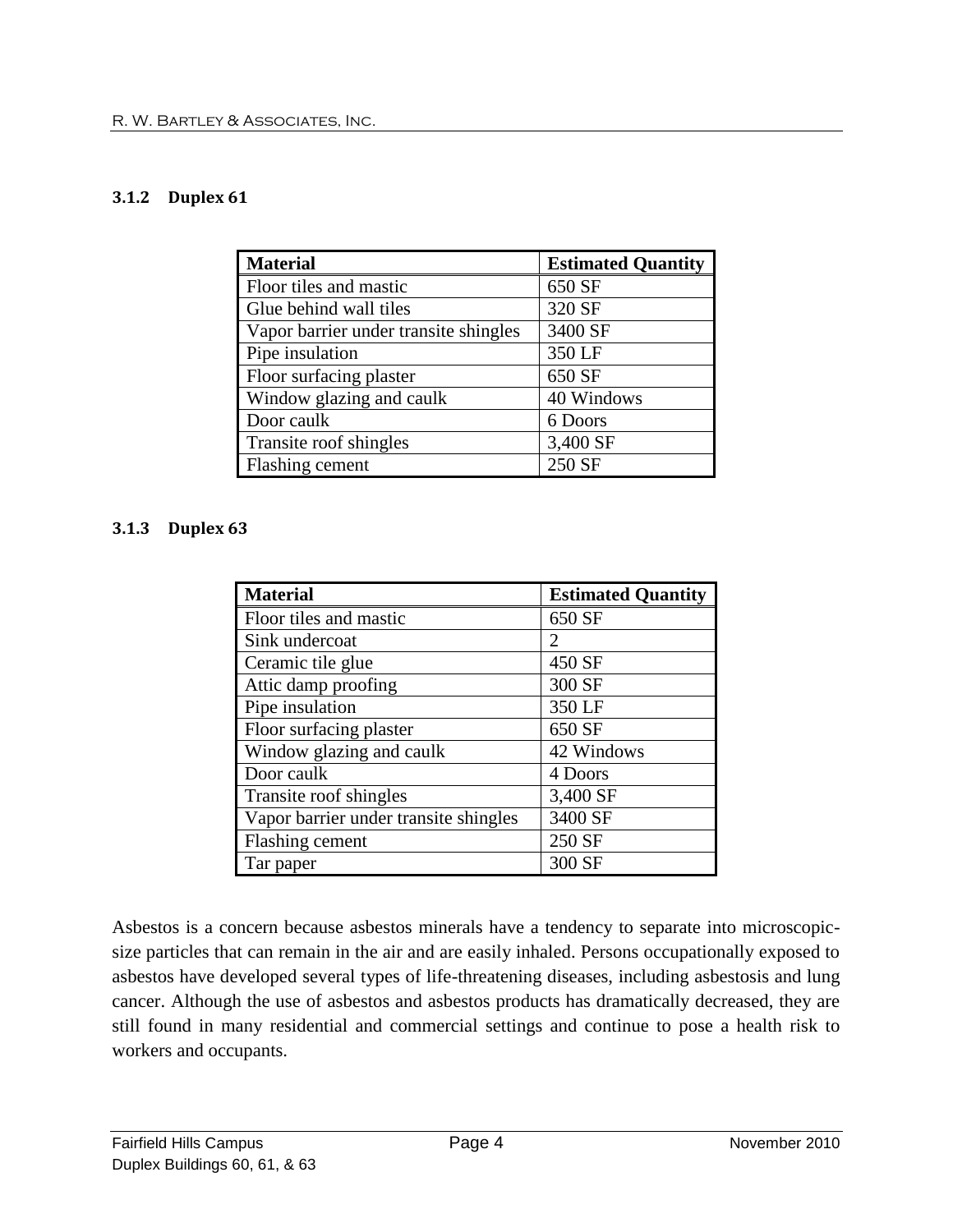### 3.1.2 Duplex 61

| Material | Estimated Quantity |
|---|---|
| Floor tiles and mastic | 650 SF |
| Glue behind wall tiles | 320 SF |
| Vapor barrier under transite shingles | 3400 SF |
| Pipe insulation | 350 LF |
| Floor surfacing plaster | 650 SF |
| Window glazing and caulk | 40 Windows |
| Door caulk | 6 Doors |
| Transite roof shingles | 3,400 SF |
| Flashing cement | 250 SF |

### 3.1.3 Duplex 63

| Material | Estimated Quantity |
|---|---|
| Floor tiles and mastic | 650 SF |
| Sink undercoat | 2 |
| Ceramic tile glue | 450 SF |
| Attic damp proofing | 300 SF |
| Pipe insulation | 350 LF |
| Floor surfacing plaster | 650 SF |
| Window glazing and caulk | 42 Windows |
| Door caulk | 4 Doors |
| Transite roof shingles | 3,400 SF |
| Vapor barrier under transite shingles | 3400 SF |
| Flashing cement | 250 SF |
| Tar paper | 300 SF |

Asbestos is a concern because asbestos minerals have a tendency to separate into microscopic-size particles that can remain in the air and are easily inhaled. Persons occupationally exposed to asbestos have developed several types of life-threatening diseases, including asbestosis and lung cancer. Although the use of asbestos and asbestos products has dramatically decreased, they are still found in many residential and commercial settings and continue to pose a health risk to workers and occupants.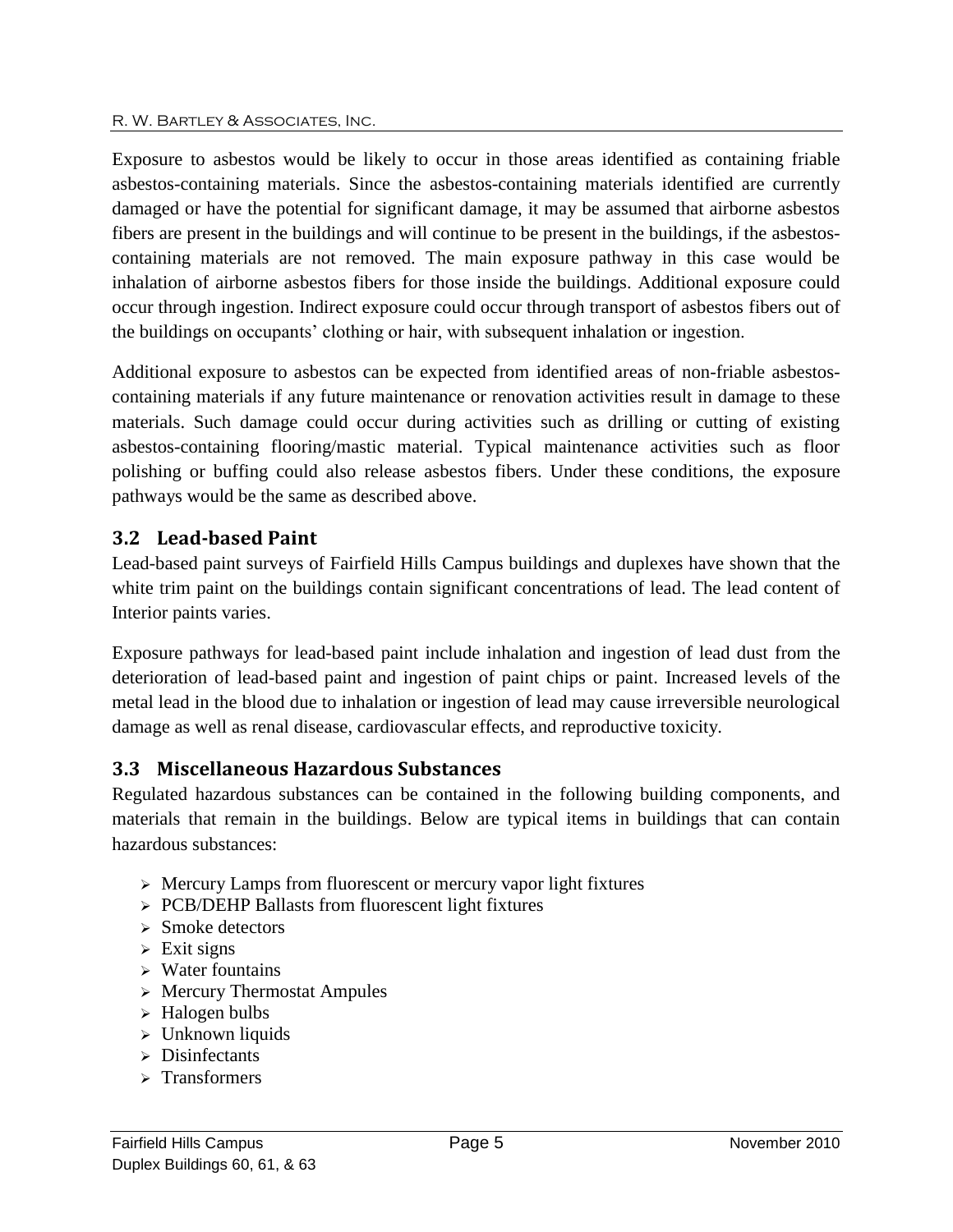Exposure to asbestos would be likely to occur in those areas identified as containing friable asbestos-containing materials. Since the asbestos-containing materials identified are currently damaged or have the potential for significant damage, it may be assumed that airborne asbestos fibers are present in the buildings and will continue to be present in the buildings, if the asbestos-containing materials are not removed. The main exposure pathway in this case would be inhalation of airborne asbestos fibers for those inside the buildings. Additional exposure could occur through ingestion. Indirect exposure could occur through transport of asbestos fibers out of the buildings on occupants' clothing or hair, with subsequent inhalation or ingestion.

Additional exposure to asbestos can be expected from identified areas of non-friable asbestos-containing materials if any future maintenance or renovation activities result in damage to these materials. Such damage could occur during activities such as drilling or cutting of existing asbestos-containing flooring/mastic material. Typical maintenance activities such as floor polishing or buffing could also release asbestos fibers. Under these conditions, the exposure pathways would be the same as described above.

## 3.2 Lead-based Paint

Lead-based paint surveys of Fairfield Hills Campus buildings and duplexes have shown that the white trim paint on the buildings contain significant concentrations of lead. The lead content of Interior paints varies.

Exposure pathways for lead-based paint include inhalation and ingestion of lead dust from the deterioration of lead-based paint and ingestion of paint chips or paint. Increased levels of the metal lead in the blood due to inhalation or ingestion of lead may cause irreversible neurological damage as well as renal disease, cardiovascular effects, and reproductive toxicity.

## 3.3 Miscellaneous Hazardous Substances

Regulated hazardous substances can be contained in the following building components, and materials that remain in the buildings. Below are typical items in buildings that can contain hazardous substances:

- Mercury Lamps from fluorescent or mercury vapor light fixtures
- PCB/DEHP Ballasts from fluorescent light fixtures
- Smoke detectors
- Exit signs
- Water fountains
- Mercury Thermostat Ampules
- Halogen bulbs
- Unknown liquids
- Disinfectants
- Transformers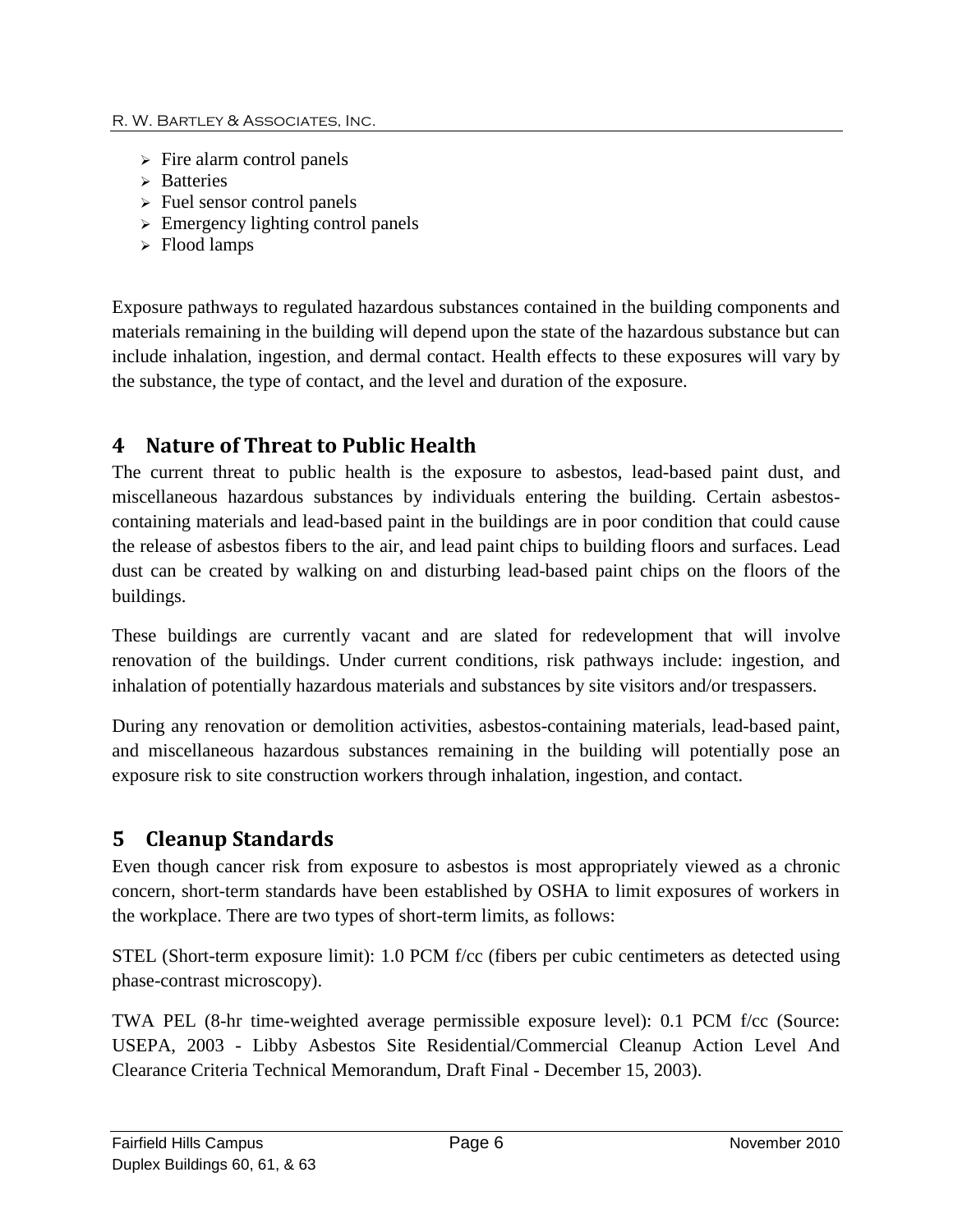- Fire alarm control panels
- Batteries
- Fuel sensor control panels
- Emergency lighting control panels
- Flood lamps

Exposure pathways to regulated hazardous substances contained in the building components and materials remaining in the building will depend upon the state of the hazardous substance but can include inhalation, ingestion, and dermal contact. Health effects to these exposures will vary by the substance, the type of contact, and the level and duration of the exposure.

## 4 Nature of Threat to Public Health

The current threat to public health is the exposure to asbestos, lead-based paint dust, and miscellaneous hazardous substances by individuals entering the building. Certain asbestos-containing materials and lead-based paint in the buildings are in poor condition that could cause the release of asbestos fibers to the air, and lead paint chips to building floors and surfaces. Lead dust can be created by walking on and disturbing lead-based paint chips on the floors of the buildings.

These buildings are currently vacant and are slated for redevelopment that will involve renovation of the buildings. Under current conditions, risk pathways include: ingestion, and inhalation of potentially hazardous materials and substances by site visitors and/or trespassers.

During any renovation or demolition activities, asbestos-containing materials, lead-based paint, and miscellaneous hazardous substances remaining in the building will potentially pose an exposure risk to site construction workers through inhalation, ingestion, and contact.

## 5 Cleanup Standards

Even though cancer risk from exposure to asbestos is most appropriately viewed as a chronic concern, short-term standards have been established by OSHA to limit exposures of workers in the workplace. There are two types of short-term limits, as follows:

STEL (Short-term exposure limit): 1.0 PCM f/cc (fibers per cubic centimeters as detected using phase-contrast microscopy).

TWA PEL (8-hr time-weighted average permissible exposure level): 0.1 PCM f/cc (Source: USEPA, 2003 - Libby Asbestos Site Residential/Commercial Cleanup Action Level And Clearance Criteria Technical Memorandum, Draft Final - December 15, 2003).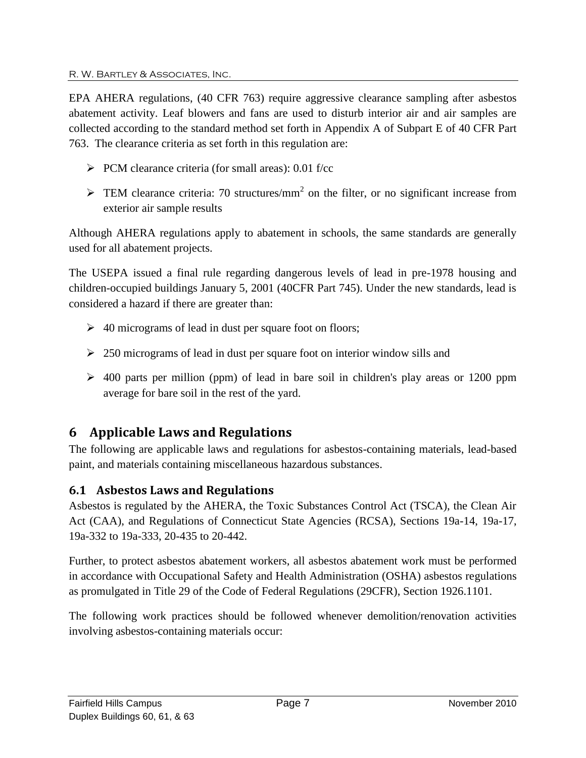EPA AHERA regulations, (40 CFR 763) require aggressive clearance sampling after asbestos abatement activity. Leaf blowers and fans are used to disturb interior air and air samples are collected according to the standard method set forth in Appendix A of Subpart E of 40 CFR Part 763. The clearance criteria as set forth in this regulation are:

- PCM clearance criteria (for small areas): 0.01 f/cc
- TEM clearance criteria: 70 structures/$mm^2$ on the filter, or no significant increase from exterior air sample results

Although AHERA regulations apply to abatement in schools, the same standards are generally used for all abatement projects.

The USEPA issued a final rule regarding dangerous levels of lead in pre-1978 housing and children-occupied buildings January 5, 2001 (40CFR Part 745). Under the new standards, lead is considered a hazard if there are greater than:

- 40 micrograms of lead in dust per square foot on floors;
- 250 micrograms of lead in dust per square foot on interior window sills and
- 400 parts per million (ppm) of lead in bare soil in children's play areas or 1200 ppm average for bare soil in the rest of the yard.

# 6 Applicable Laws and Regulations

The following are applicable laws and regulations for asbestos-containing materials, lead-based paint, and materials containing miscellaneous hazardous substances.

## 6.1 Asbestos Laws and Regulations

Asbestos is regulated by the AHERA, the Toxic Substances Control Act (TSCA), the Clean Air Act (CAA), and Regulations of Connecticut State Agencies (RCSA), Sections 19a-14, 19a-17, 19a-332 to 19a-333, 20-435 to 20-442.

Further, to protect asbestos abatement workers, all asbestos abatement work must be performed in accordance with Occupational Safety and Health Administration (OSHA) asbestos regulations as promulgated in Title 29 of the Code of Federal Regulations (29CFR), Section 1926.1101.

The following work practices should be followed whenever demolition/renovation activities involving asbestos-containing materials occur: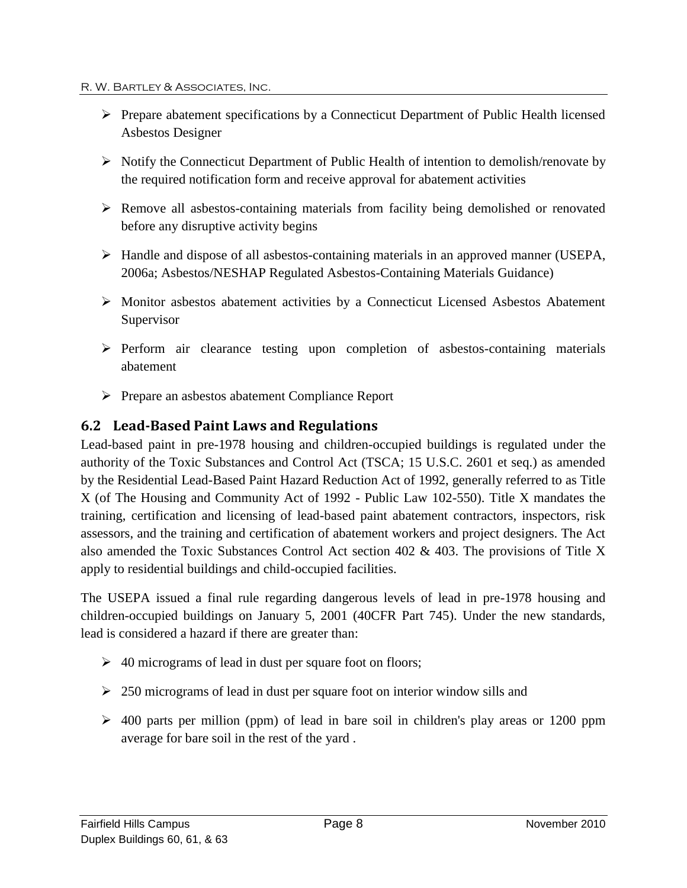- Prepare abatement specifications by a Connecticut Department of Public Health licensed Asbestos Designer
- Notify the Connecticut Department of Public Health of intention to demolish/renovate by the required notification form and receive approval for abatement activities
- Remove all asbestos-containing materials from facility being demolished or renovated before any disruptive activity begins
- Handle and dispose of all asbestos-containing materials in an approved manner (USEPA, 2006a; Asbestos/NESHAP Regulated Asbestos-Containing Materials Guidance)
- Monitor asbestos abatement activities by a Connecticut Licensed Asbestos Abatement Supervisor
- Perform air clearance testing upon completion of asbestos-containing materials abatement
- Prepare an asbestos abatement Compliance Report

## 6.2 Lead-Based Paint Laws and Regulations

Lead-based paint in pre-1978 housing and children-occupied buildings is regulated under the authority of the Toxic Substances and Control Act (TSCA; 15 U.S.C. 2601 et seq.) as amended by the Residential Lead-Based Paint Hazard Reduction Act of 1992, generally referred to as Title X (of The Housing and Community Act of 1992 - Public Law 102-550). Title X mandates the training, certification and licensing of lead-based paint abatement contractors, inspectors, risk assessors, and the training and certification of abatement workers and project designers. The Act also amended the Toxic Substances Control Act section 402 & 403. The provisions of Title X apply to residential buildings and child-occupied facilities.

The USEPA issued a final rule regarding dangerous levels of lead in pre-1978 housing and children-occupied buildings on January 5, 2001 (40CFR Part 745). Under the new standards, lead is considered a hazard if there are greater than:

- 40 micrograms of lead in dust per square foot on floors;
- 250 micrograms of lead in dust per square foot on interior window sills and
- 400 parts per million (ppm) of lead in bare soil in children's play areas or 1200 ppm average for bare soil in the rest of the yard .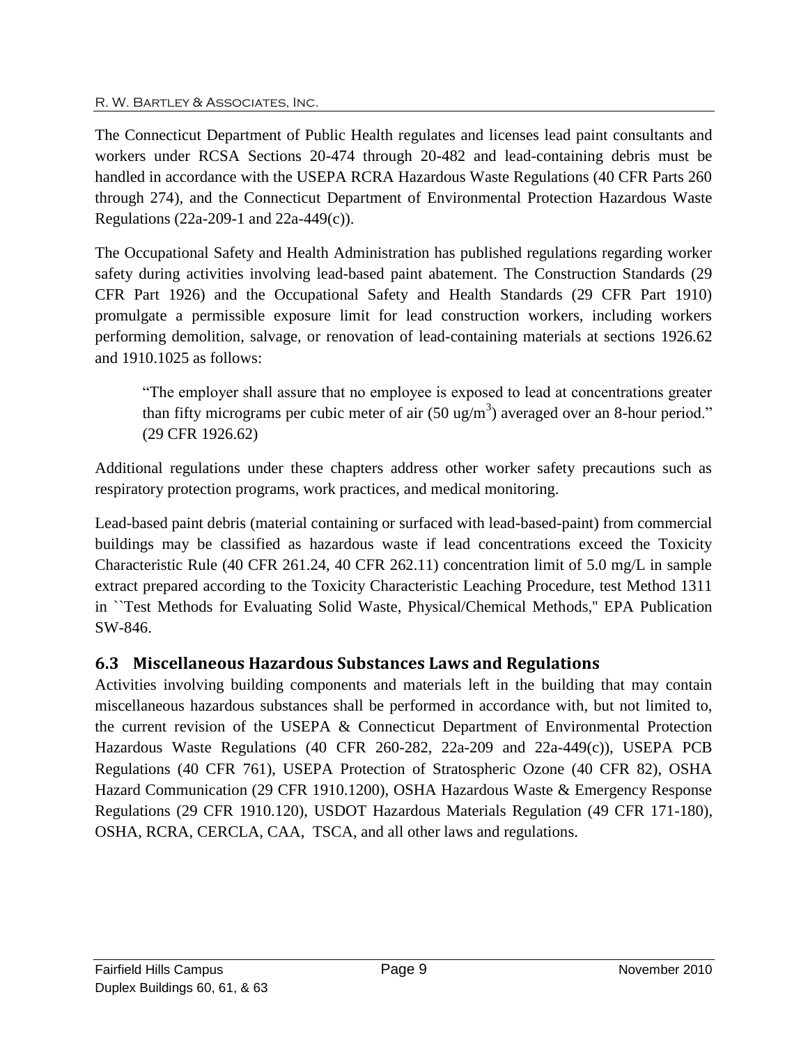The Connecticut Department of Public Health regulates and licenses lead paint consultants and workers under RCSA Sections 20-474 through 20-482 and lead-containing debris must be handled in accordance with the USEPA RCRA Hazardous Waste Regulations (40 CFR Parts 260 through 274), and the Connecticut Department of Environmental Protection Hazardous Waste Regulations (22a-209-1 and 22a-449(c)).

The Occupational Safety and Health Administration has published regulations regarding worker safety during activities involving lead-based paint abatement. The Construction Standards (29 CFR Part 1926) and the Occupational Safety and Health Standards (29 CFR Part 1910) promulgate a permissible exposure limit for lead construction workers, including workers performing demolition, salvage, or renovation of lead-containing materials at sections 1926.62 and 1910.1025 as follows:

> "The employer shall assure that no employee is exposed to lead at concentrations greater than fifty micrograms per cubic meter of air (50 $ug/m^3$) averaged over an 8-hour period." (29 CFR 1926.62)

Additional regulations under these chapters address other worker safety precautions such as respiratory protection programs, work practices, and medical monitoring.

Lead-based paint debris (material containing or surfaced with lead-based-paint) from commercial buildings may be classified as hazardous waste if lead concentrations exceed the Toxicity Characteristic Rule (40 CFR 261.24, 40 CFR 262.11) concentration limit of 5.0 mg/L in sample extract prepared according to the Toxicity Characteristic Leaching Procedure, test Method 1311 in ``Test Methods for Evaluating Solid Waste, Physical/Chemical Methods,'' EPA Publication SW-846.

## 6.3 Miscellaneous Hazardous Substances Laws and Regulations

Activities involving building components and materials left in the building that may contain miscellaneous hazardous substances shall be performed in accordance with, but not limited to, the current revision of the USEPA & Connecticut Department of Environmental Protection Hazardous Waste Regulations (40 CFR 260-282, 22a-209 and 22a-449(c)), USEPA PCB Regulations (40 CFR 761), USEPA Protection of Stratospheric Ozone (40 CFR 82), OSHA Hazard Communication (29 CFR 1910.1200), OSHA Hazardous Waste & Emergency Response Regulations (29 CFR 1910.120), USDOT Hazardous Materials Regulation (49 CFR 171-180), OSHA, RCRA, CERCLA, CAA, TSCA, and all other laws and regulations.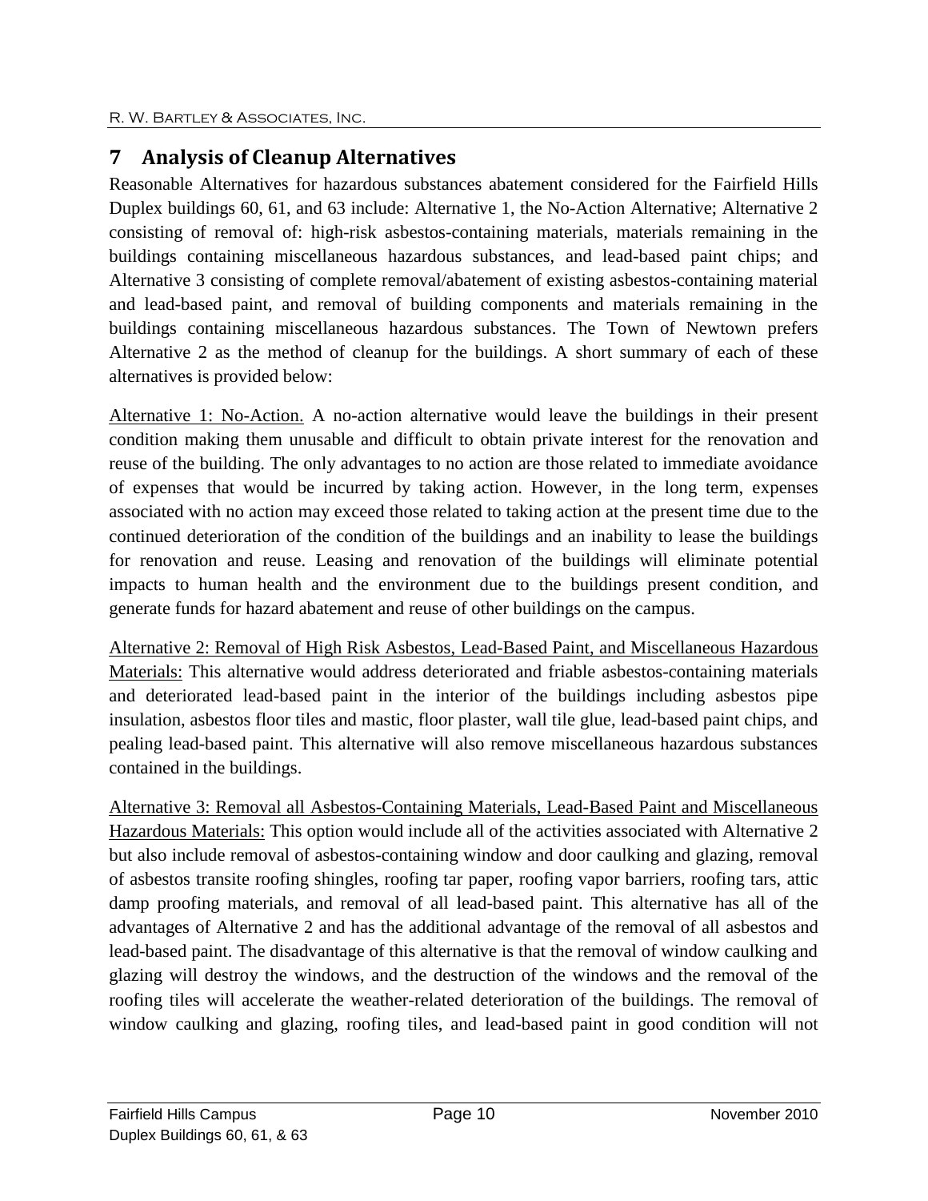# 7 Analysis of Cleanup Alternatives

Reasonable Alternatives for hazardous substances abatement considered for the Fairfield Hills Duplex buildings 60, 61, and 63 include: Alternative 1, the No-Action Alternative; Alternative 2 consisting of removal of: high-risk asbestos-containing materials, materials remaining in the buildings containing miscellaneous hazardous substances, and lead-based paint chips; and Alternative 3 consisting of complete removal/abatement of existing asbestos-containing material and lead-based paint, and removal of building components and materials remaining in the buildings containing miscellaneous hazardous substances. The Town of Newtown prefers Alternative 2 as the method of cleanup for the buildings. A short summary of each of these alternatives is provided below:

<u>Alternative 1: No-Action.</u> A no-action alternative would leave the buildings in their present condition making them unusable and difficult to obtain private interest for the renovation and reuse of the building. The only advantages to no action are those related to immediate avoidance of expenses that would be incurred by taking action. However, in the long term, expenses associated with no action may exceed those related to taking action at the present time due to the continued deterioration of the condition of the buildings and an inability to lease the buildings for renovation and reuse. Leasing and renovation of the buildings will eliminate potential impacts to human health and the environment due to the buildings present condition, and generate funds for hazard abatement and reuse of other buildings on the campus.

<u>Alternative 2: Removal of High Risk Asbestos, Lead-Based Paint, and Miscellaneous Hazardous Materials:</u> This alternative would address deteriorated and friable asbestos-containing materials and deteriorated lead-based paint in the interior of the buildings including asbestos pipe insulation, asbestos floor tiles and mastic, floor plaster, wall tile glue, lead-based paint chips, and pealing lead-based paint. This alternative will also remove miscellaneous hazardous substances contained in the buildings.

<u>Alternative 3: Removal all Asbestos-Containing Materials, Lead-Based Paint and Miscellaneous Hazardous Materials:</u> This option would include all of the activities associated with Alternative 2 but also include removal of asbestos-containing window and door caulking and glazing, removal of asbestos transite roofing shingles, roofing tar paper, roofing vapor barriers, roofing tars, attic damp proofing materials, and removal of all lead-based paint. This alternative has all of the advantages of Alternative 2 and has the additional advantage of the removal of all asbestos and lead-based paint. The disadvantage of this alternative is that the removal of window caulking and glazing will destroy the windows, and the destruction of the windows and the removal of the roofing tiles will accelerate the weather-related deterioration of the buildings. The removal of window caulking and glazing, roofing tiles, and lead-based paint in good condition will not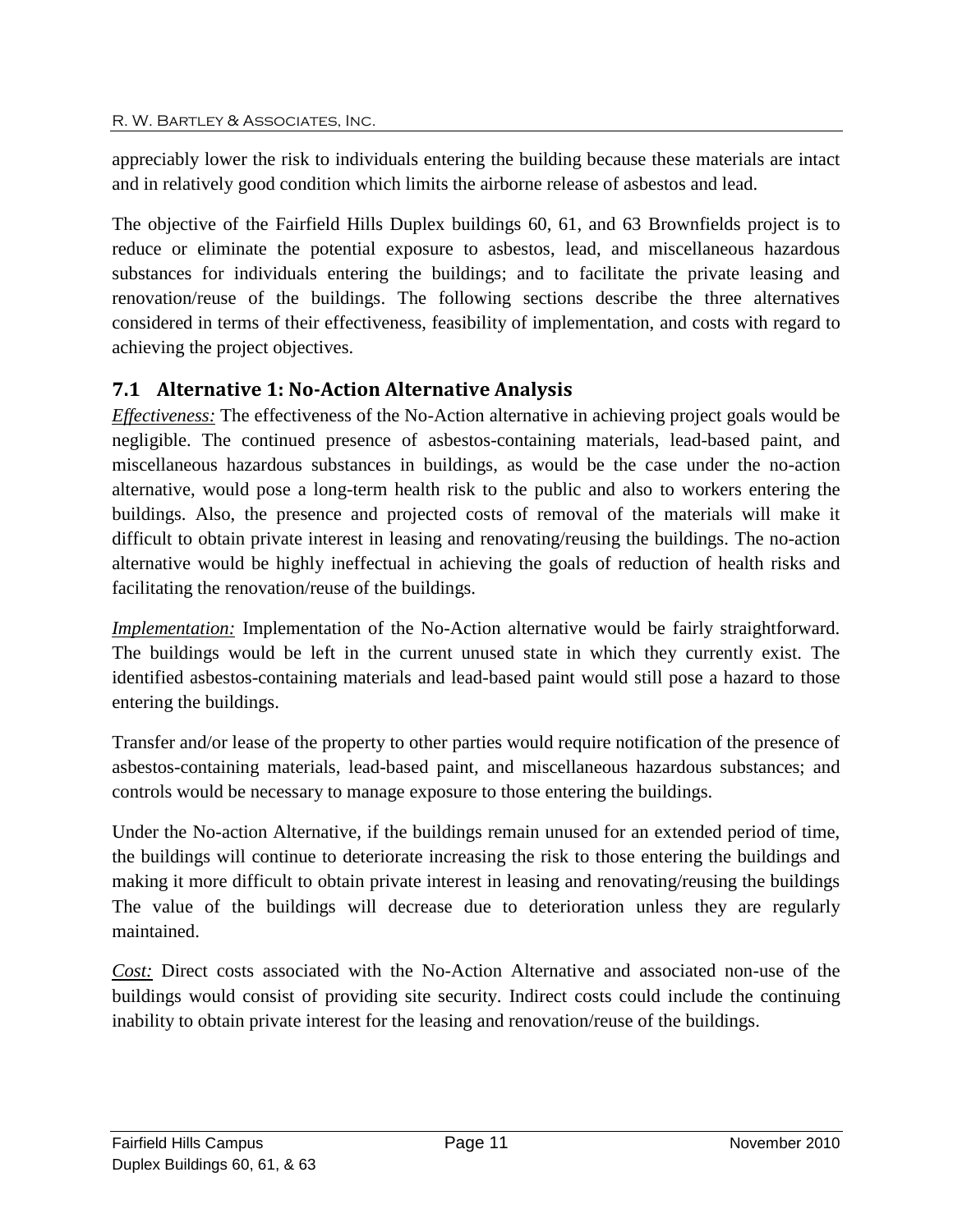appreciably lower the risk to individuals entering the building because these materials are intact and in relatively good condition which limits the airborne release of asbestos and lead.

The objective of the Fairfield Hills Duplex buildings 60, 61, and 63 Brownfields project is to reduce or eliminate the potential exposure to asbestos, lead, and miscellaneous hazardous substances for individuals entering the buildings; and to facilitate the private leasing and renovation/reuse of the buildings. The following sections describe the three alternatives considered in terms of their effectiveness, feasibility of implementation, and costs with regard to achieving the project objectives.

## 7.1 Alternative 1: No-Action Alternative Analysis

*Effectiveness:* The effectiveness of the No-Action alternative in achieving project goals would be negligible. The continued presence of asbestos-containing materials, lead-based paint, and miscellaneous hazardous substances in buildings, as would be the case under the no-action alternative, would pose a long-term health risk to the public and also to workers entering the buildings. Also, the presence and projected costs of removal of the materials will make it difficult to obtain private interest in leasing and renovating/reusing the buildings. The no-action alternative would be highly ineffectual in achieving the goals of reduction of health risks and facilitating the renovation/reuse of the buildings.

*Implementation:* Implementation of the No-Action alternative would be fairly straightforward. The buildings would be left in the current unused state in which they currently exist. The identified asbestos-containing materials and lead-based paint would still pose a hazard to those entering the buildings.

Transfer and/or lease of the property to other parties would require notification of the presence of asbestos-containing materials, lead-based paint, and miscellaneous hazardous substances; and controls would be necessary to manage exposure to those entering the buildings.

Under the No-action Alternative, if the buildings remain unused for an extended period of time, the buildings will continue to deteriorate increasing the risk to those entering the buildings and making it more difficult to obtain private interest in leasing and renovating/reusing the buildings The value of the buildings will decrease due to deterioration unless they are regularly maintained.

*Cost:* Direct costs associated with the No-Action Alternative and associated non-use of the buildings would consist of providing site security. Indirect costs could include the continuing inability to obtain private interest for the leasing and renovation/reuse of the buildings.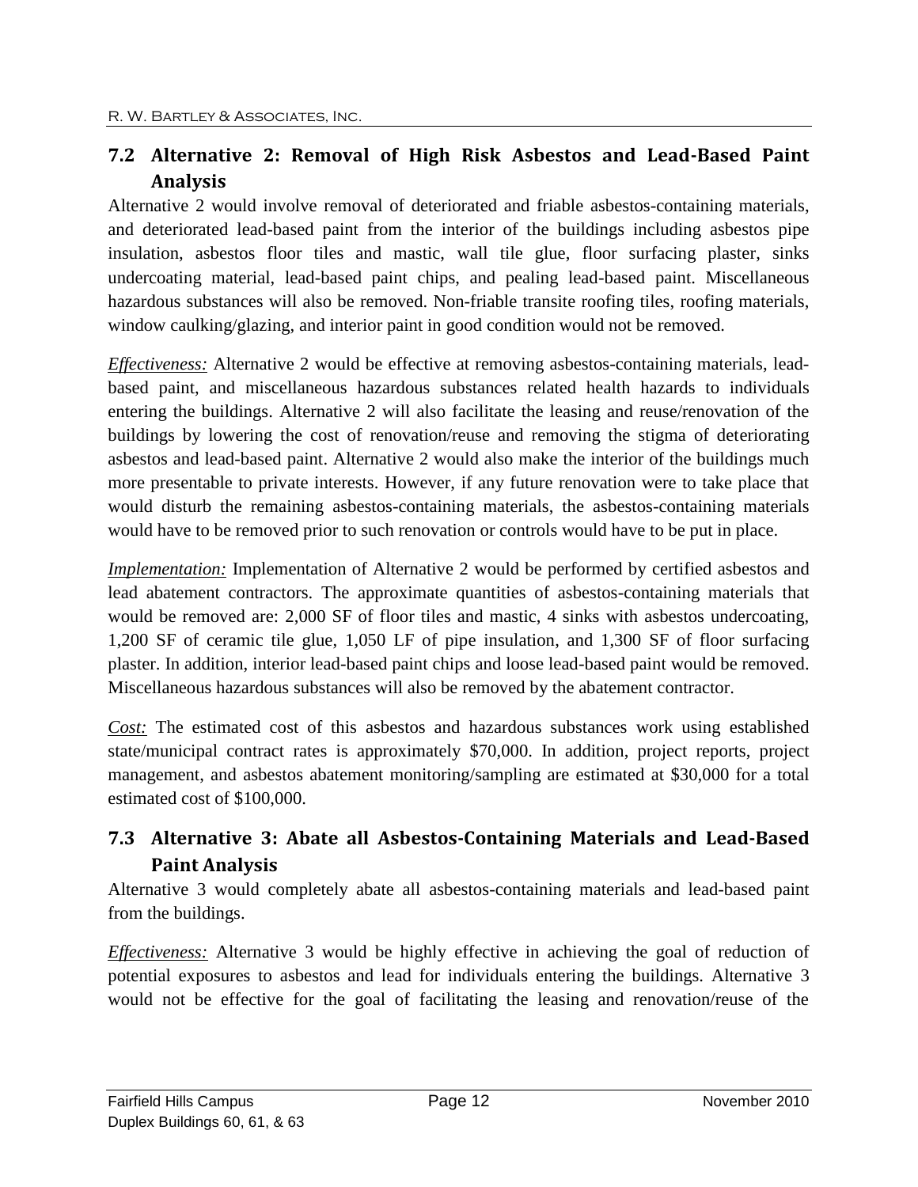## 7.2 Alternative 2: Removal of High Risk Asbestos and Lead-Based Paint Analysis

Alternative 2 would involve removal of deteriorated and friable asbestos-containing materials, and deteriorated lead-based paint from the interior of the buildings including asbestos pipe insulation, asbestos floor tiles and mastic, wall tile glue, floor surfacing plaster, sinks undercoating material, lead-based paint chips, and pealing lead-based paint. Miscellaneous hazardous substances will also be removed. Non-friable transite roofing tiles, roofing materials, window caulking/glazing, and interior paint in good condition would not be removed.

*Effectiveness:* Alternative 2 would be effective at removing asbestos-containing materials, lead-based paint, and miscellaneous hazardous substances related health hazards to individuals entering the buildings. Alternative 2 will also facilitate the leasing and reuse/renovation of the buildings by lowering the cost of renovation/reuse and removing the stigma of deteriorating asbestos and lead-based paint. Alternative 2 would also make the interior of the buildings much more presentable to private interests. However, if any future renovation were to take place that would disturb the remaining asbestos-containing materials, the asbestos-containing materials would have to be removed prior to such renovation or controls would have to be put in place.

*Implementation:* Implementation of Alternative 2 would be performed by certified asbestos and lead abatement contractors. The approximate quantities of asbestos-containing materials that would be removed are: 2,000 SF of floor tiles and mastic, 4 sinks with asbestos undercoating, 1,200 SF of ceramic tile glue, 1,050 LF of pipe insulation, and 1,300 SF of floor surfacing plaster. In addition, interior lead-based paint chips and loose lead-based paint would be removed. Miscellaneous hazardous substances will also be removed by the abatement contractor.

*Cost:* The estimated cost of this asbestos and hazardous substances work using established state/municipal contract rates is approximately $70,000. In addition, project reports, project management, and asbestos abatement monitoring/sampling are estimated at $30,000 for a total estimated cost of $100,000.

## 7.3 Alternative 3: Abate all Asbestos-Containing Materials and Lead-Based Paint Analysis

Alternative 3 would completely abate all asbestos-containing materials and lead-based paint from the buildings.

*Effectiveness:* Alternative 3 would be highly effective in achieving the goal of reduction of potential exposures to asbestos and lead for individuals entering the buildings. Alternative 3 would not be effective for the goal of facilitating the leasing and renovation/reuse of the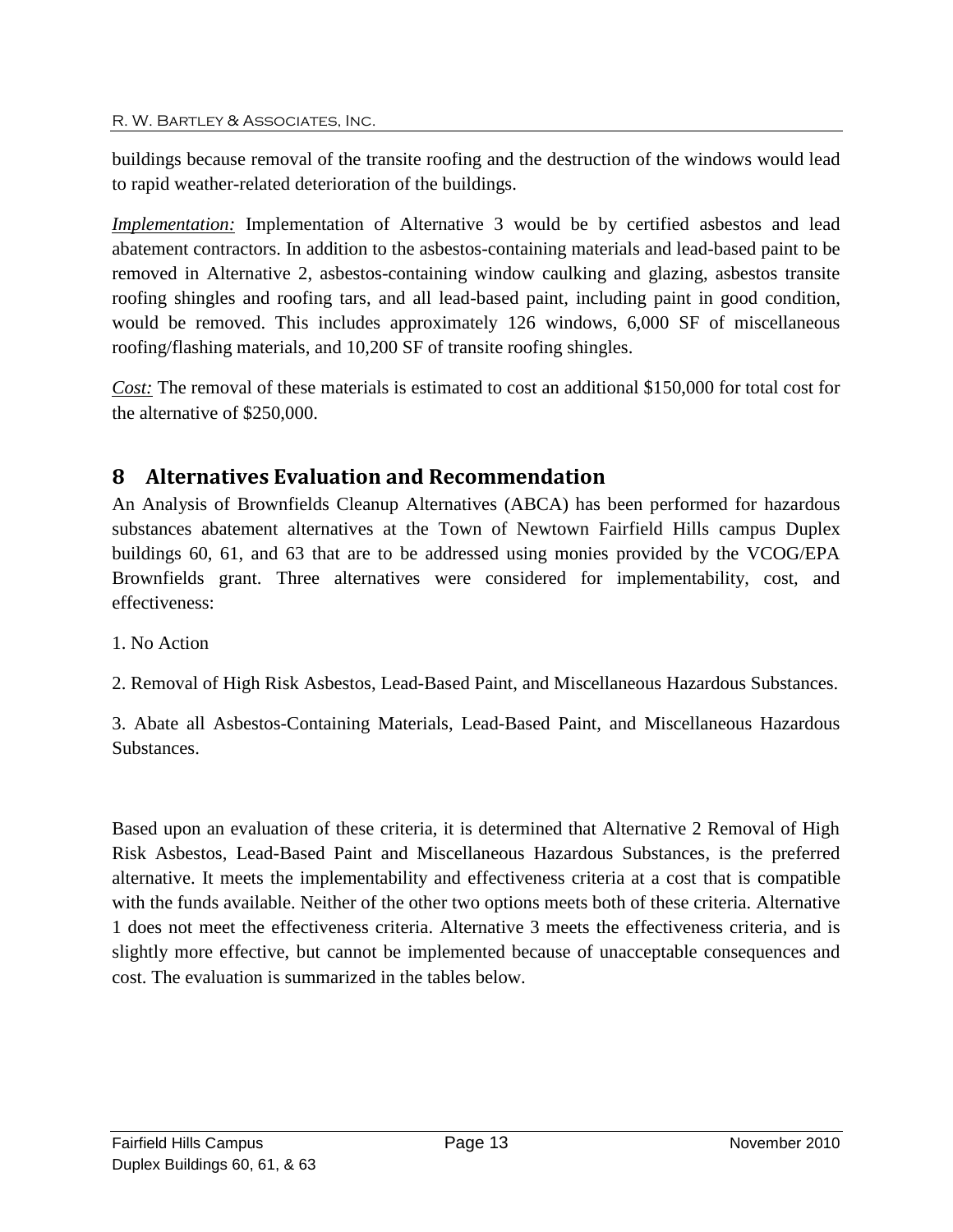buildings because removal of the transite roofing and the destruction of the windows would lead to rapid weather-related deterioration of the buildings.

*Implementation:* Implementation of Alternative 3 would be by certified asbestos and lead abatement contractors. In addition to the asbestos-containing materials and lead-based paint to be removed in Alternative 2, asbestos-containing window caulking and glazing, asbestos transite roofing shingles and roofing tars, and all lead-based paint, including paint in good condition, would be removed. This includes approximately 126 windows, 6,000 SF of miscellaneous roofing/flashing materials, and 10,200 SF of transite roofing shingles.

*Cost:* The removal of these materials is estimated to cost an additional $150,000 for total cost for the alternative of $250,000.

# 8 Alternatives Evaluation and Recommendation

An Analysis of Brownfields Cleanup Alternatives (ABCA) has been performed for hazardous substances abatement alternatives at the Town of Newtown Fairfield Hills campus Duplex buildings 60, 61, and 63 that are to be addressed using monies provided by the VCOG/EPA Brownfields grant. Three alternatives were considered for implementability, cost, and effectiveness:

1. No Action

2. Removal of High Risk Asbestos, Lead-Based Paint, and Miscellaneous Hazardous Substances.

3. Abate all Asbestos-Containing Materials, Lead-Based Paint, and Miscellaneous Hazardous Substances.

Based upon an evaluation of these criteria, it is determined that Alternative 2 Removal of High Risk Asbestos, Lead-Based Paint and Miscellaneous Hazardous Substances, is the preferred alternative. It meets the implementability and effectiveness criteria at a cost that is compatible with the funds available. Neither of the other two options meets both of these criteria. Alternative 1 does not meet the effectiveness criteria. Alternative 3 meets the effectiveness criteria, and is slightly more effective, but cannot be implemented because of unacceptable consequences and cost. The evaluation is summarized in the tables below.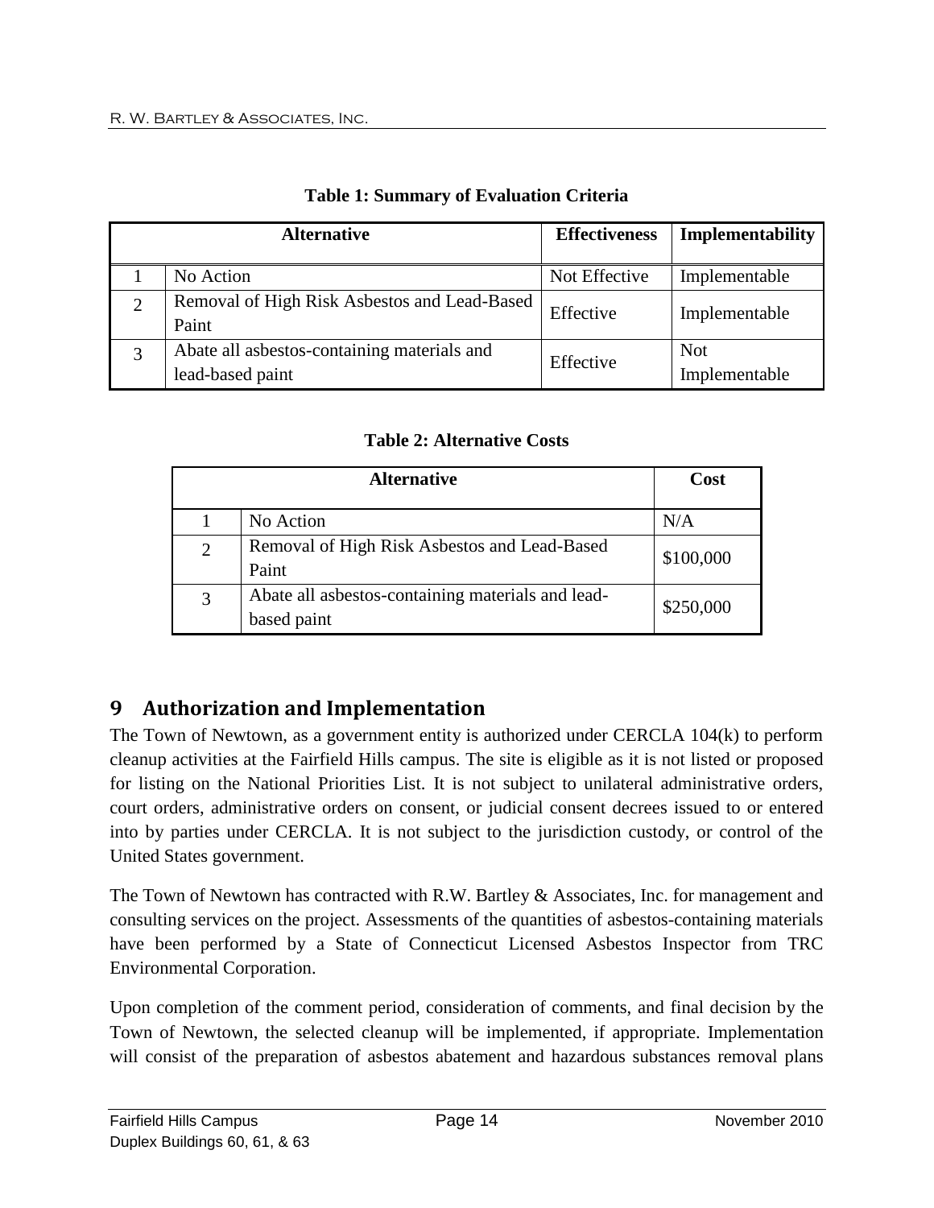**Table 1: Summary of Evaluation Criteria**

| Alternative | | Effectiveness | Implementability |
|---|---|---|---|
| 1 | No Action | Not Effective | Implementable |
| 2 | Removal of High Risk Asbestos and Lead-Based Paint | Effective | Implementable |
| 3 | Abate all asbestos-containing materials and lead-based paint | Effective | Not Implementable |

**Table 2: Alternative Costs**

| Alternative | | Cost |
|---|---|---|
| 1 | No Action | N/A |
| 2 | Removal of High Risk Asbestos and Lead-Based Paint | \$100,000 |
| 3 | Abate all asbestos-containing materials and lead-based paint | \$250,000 |

# 9 Authorization and Implementation

The Town of Newtown, as a government entity is authorized under CERCLA 104(k) to perform cleanup activities at the Fairfield Hills campus. The site is eligible as it is not listed or proposed for listing on the National Priorities List. It is not subject to unilateral administrative orders, court orders, administrative orders on consent, or judicial consent decrees issued to or entered into by parties under CERCLA. It is not subject to the jurisdiction custody, or control of the United States government.

The Town of Newtown has contracted with R.W. Bartley & Associates, Inc. for management and consulting services on the project. Assessments of the quantities of asbestos-containing materials have been performed by a State of Connecticut Licensed Asbestos Inspector from TRC Environmental Corporation.

Upon completion of the comment period, consideration of comments, and final decision by the Town of Newtown, the selected cleanup will be implemented, if appropriate. Implementation will consist of the preparation of asbestos abatement and hazardous substances removal plans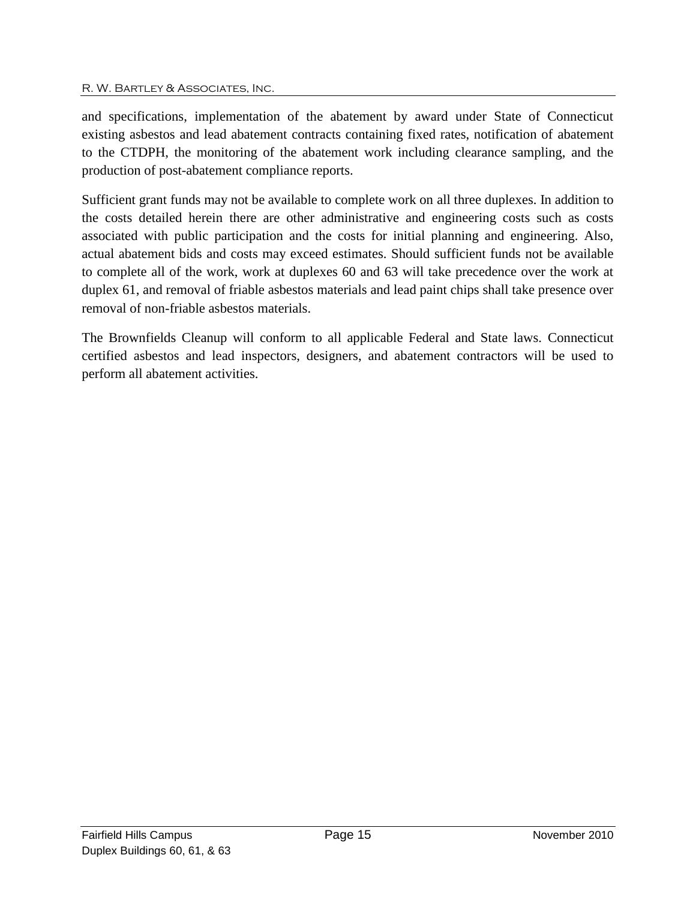and specifications, implementation of the abatement by award under State of Connecticut existing asbestos and lead abatement contracts containing fixed rates, notification of abatement to the CTDPH, the monitoring of the abatement work including clearance sampling, and the production of post-abatement compliance reports.

Sufficient grant funds may not be available to complete work on all three duplexes. In addition to the costs detailed herein there are other administrative and engineering costs such as costs associated with public participation and the costs for initial planning and engineering. Also, actual abatement bids and costs may exceed estimates. Should sufficient funds not be available to complete all of the work, work at duplexes 60 and 63 will take precedence over the work at duplex 61, and removal of friable asbestos materials and lead paint chips shall take presence over removal of non-friable asbestos materials.

The Brownfields Cleanup will conform to all applicable Federal and State laws. Connecticut certified asbestos and lead inspectors, designers, and abatement contractors will be used to perform all abatement activities.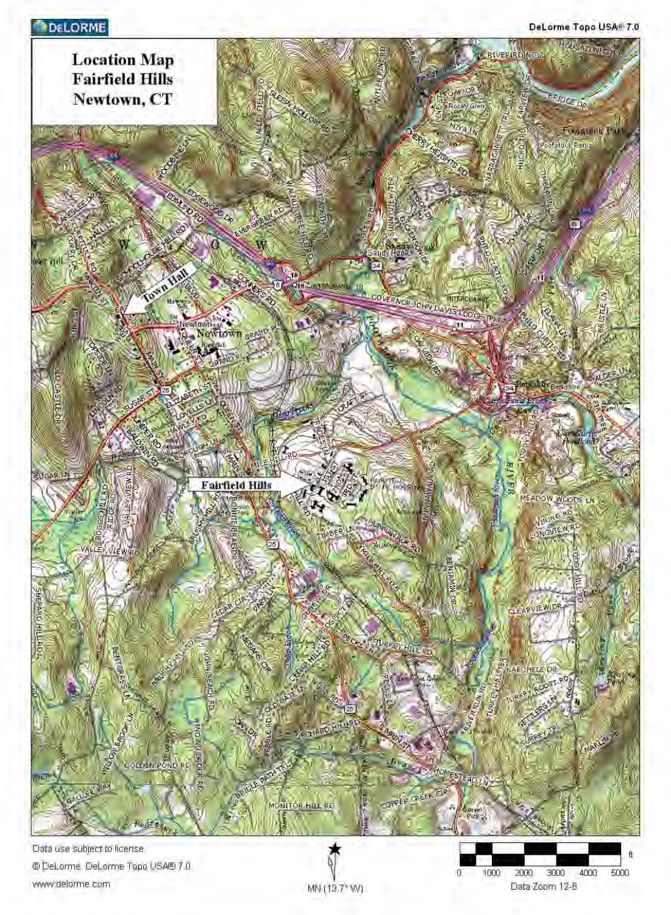DeLorme Topo USA® 7.0

# Location Map Fairfield Hills Newtown, CT

Town Hall

Fairfield Hills

Data use subject to license.

© DeLorme. DeLorme Topo USA® 7.0.

www.delorme.com

MN (13.7° W)

0 1000 2000 3000 4000 5000 ft

Data Zoom 12-6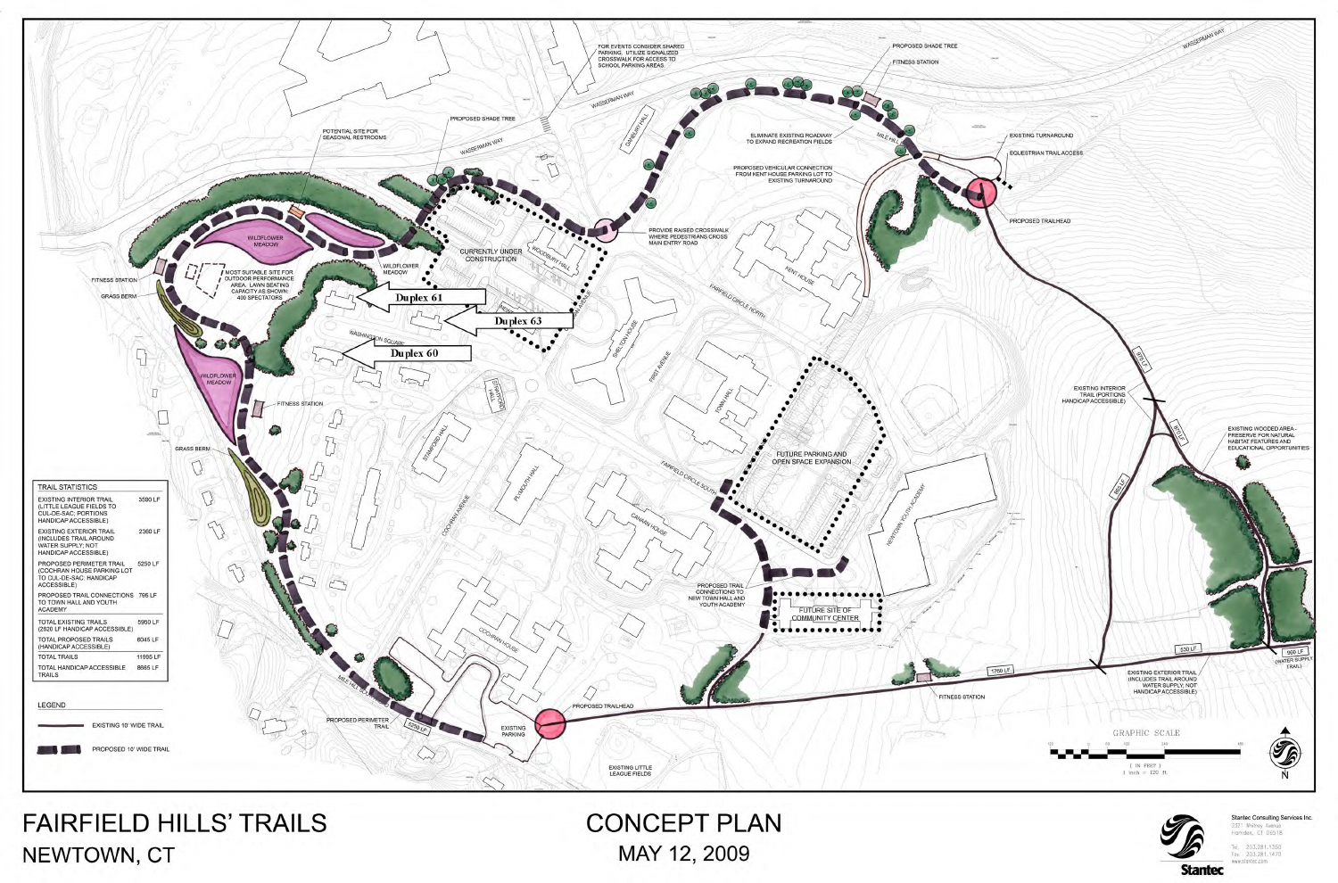# FAIRFIELD HILLS' TRAILS

NEWTOWN, CT

CONCEPT PLAN

MAY 12, 2009

FOR EVENTS CONSIDER SHARED PARKING. UTILIZE SIGNALIZED CROSSWALK FOR ACCESS TO SCHOOL PARKING AREAS.

PROPOSED SHADE TREE

FITNESS STATION

WASSERMAN WAY

POTENTIAL SITE FOR SEASONAL RESTROOMS

ELIMINATE EXISTING ROADWAY TO EXPAND RECREATION FIELDS

PROPOSED VEHICULAR CONNECTION FROM KENT HOUSE PARKING LOT TO EXISTING TURNAROUND

EXISTING TURNAROUND

EQUESTRIAN TRAIL ACCESS

PROPOSED TRAILHEAD

PROVIDE RAISED CROSSWALK WHERE PEDESTRIANS CROSS MAIN ENTRY ROAD

CURRENTLY UNDER CONSTRUCTION

WILDFLOWER MEADOW

MOST SUITABLE SITE FOR OUTDOOR PERFORMANCE AREA. LAWN SEATING CAPACITY AS SHOWN: 400 SPECTATORS

GRASS BERM

Duplex 61

Duplex 63

Duplex 60

EXISTING INTERIOR TRAIL (PORTIONS HANDICAP ACCESSIBLE)

EXISTING WOODED AREA - PRESERVE FOR NATURAL HABITAT FEATURES AND EDUCATIONAL OPPORTUNITIES

FUTURE PARKING AND OPEN SPACE EXPANSION

PROPOSED TRAIL CONNECTIONS TO NEW TOWN HALL AND YOUTH ACADEMY

FUTURE SITE OF COMMUNITY CENTER

EXISTING EXTERIOR TRAIL (INCLUDES TRAIL AROUND WATER SUPPLY; NOT HANDICAP ACCESSIBLE)

PROPOSED TRAILHEAD

EXISTING PARKING

PROPOSED PERIMETER TRAIL

EXISTING LITTLE LEAGUE FIELDS

| TRAIL STATISTICS | |
|---|---|
| EXISTING INTERIOR TRAIL (LITTLE LEAGUE FIELDS TO CUL-DE-SAC; PORTIONS HANDICAP ACCESSIBLE) | 3590 LF |
| EXISTING EXTERIOR TRAIL (INCLUDES TRAIL AROUND WATER SUPPLY; NOT HANDICAP ACCESSIBLE) | 2360 LF |
| PROPOSED PERIMETER TRAIL (COCHRAN HOUSE PARKING LOT TO CUL-DE-SAC; HANDICAP ACCESSIBLE) | 5250 LF |
| PROPOSED TRAIL CONNECTIONS TO TOWN HALL AND YOUTH ACADEMY | 795 LF |
| TOTAL EXISTING TRAILS (2620 LF HANDICAP ACCESSIBLE) | 5950 LF |
| TOTAL PROPOSED TRAILS (HANDICAP ACCESSIBLE) | 6045 LF |
| TOTAL TRAILS | 11995 LF |
| TOTAL HANDICAP ACCESSIBLE TRAILS | 8665 LF |

LEGEND

EXISTING 10' WIDE TRAIL

PROPOSED 10' WIDE TRAIL

GRAPHIC SCALE

( IN FEET )
1 inch = 120 ft.

Stantec Consulting Services Inc.
2321 Whitney Avenue
Hamden, CT 06518

Tel. 203.281.1350
Fax. 203.281.1470
www.stantec.com